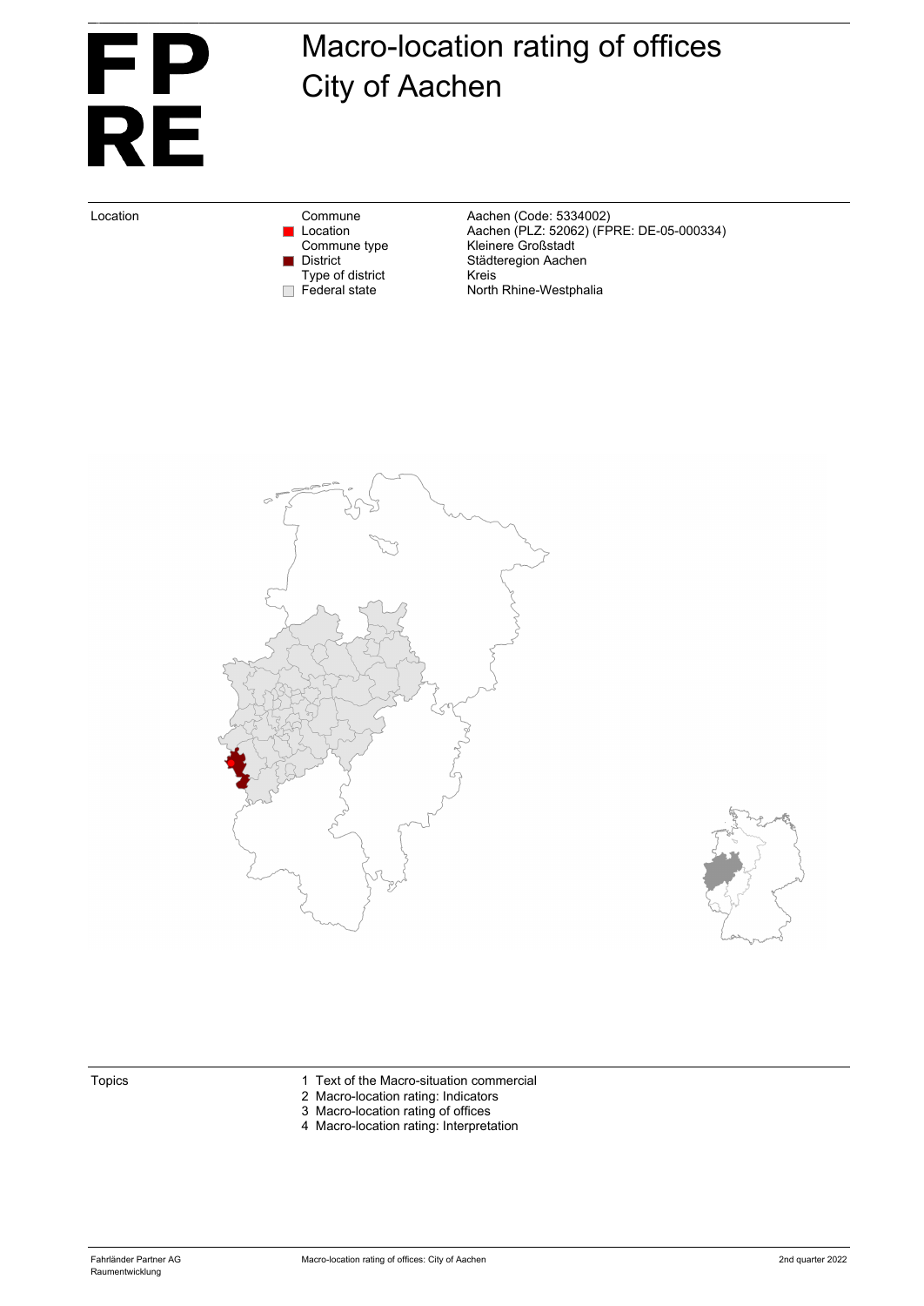FP
RE

# Macro-location rating of offices
# City of Aachen

| Location | | |
|---|---|---|
| | Commune | Aachen (Code: 5334002) |
| | Location | Aachen (PLZ: 52062) (FPRE: DE-05-000334) |
| | Commune type | Kleinere Großstadt |
| | District | Städteregion Aachen |
| | Type of district | Kreis |
| | Federal state | North Rhine-Westphalia |

Topics

1. Text of the Macro-situation commercial
2. Macro-location rating: Indicators
3. Macro-location rating of offices
4. Macro-location rating: Interpretation

Fahrländer Partner AG
Raumentwicklung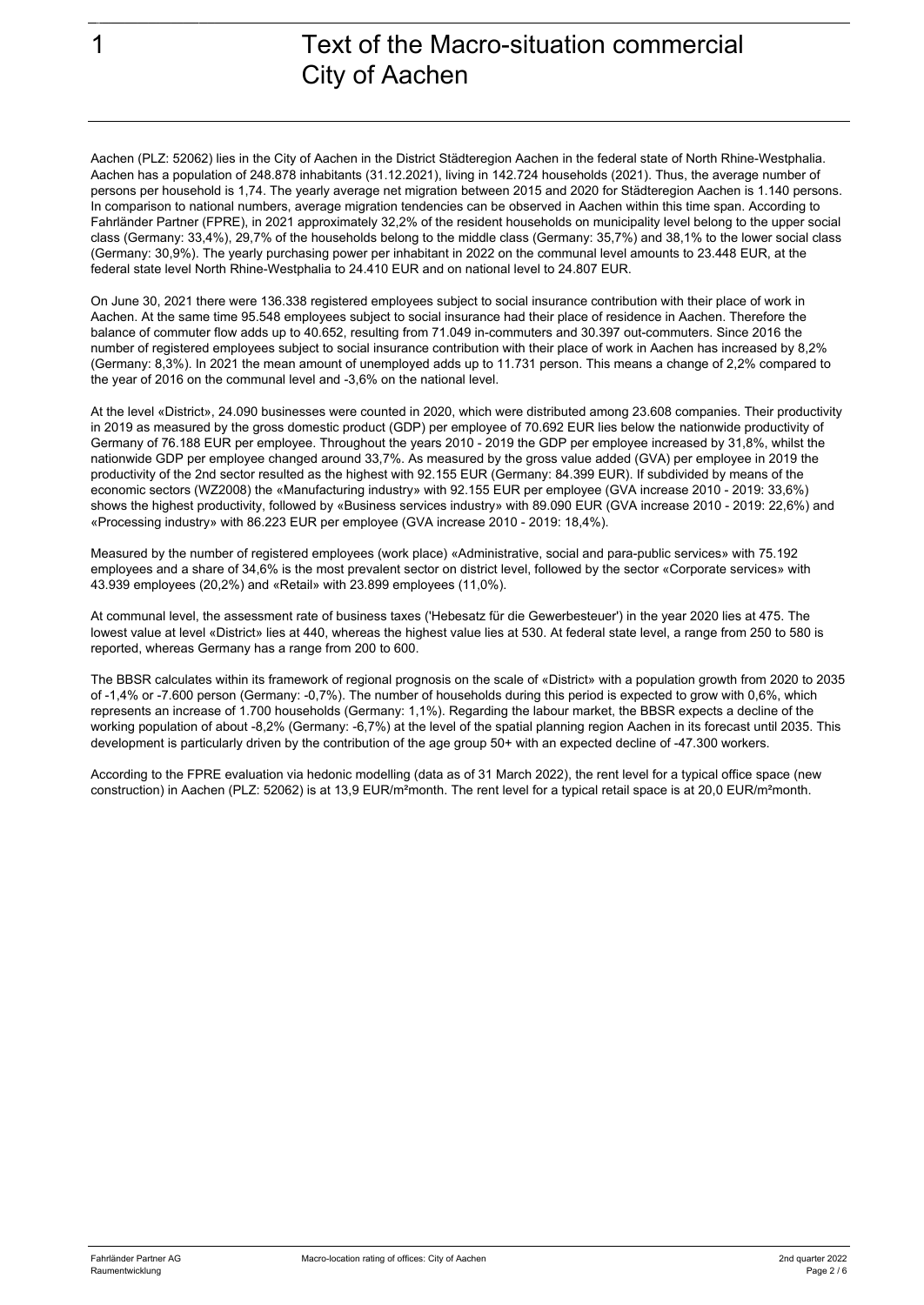# 1 Text of the Macro-situation commercial City of Aachen

Aachen (PLZ: 52062) lies in the City of Aachen in the District Städteregion Aachen in the federal state of North Rhine-Westphalia. Aachen has a population of 248.878 inhabitants (31.12.2021), living in 142.724 households (2021). Thus, the average number of persons per household is 1,74. The yearly average net migration between 2015 and 2020 for Städteregion Aachen is 1.140 persons. In comparison to national numbers, average migration tendencies can be observed in Aachen within this time span. According to Fahrländer Partner (FPRE), in 2021 approximately 32,2% of the resident households on municipality level belong to the upper social class (Germany: 33,4%), 29,7% of the households belong to the middle class (Germany: 35,7%) and 38,1% to the lower social class (Germany: 30,9%). The yearly purchasing power per inhabitant in 2022 on the communal level amounts to 23.448 EUR, at the federal state level North Rhine-Westphalia to 24.410 EUR and on national level to 24.807 EUR.

On June 30, 2021 there were 136.338 registered employees subject to social insurance contribution with their place of work in Aachen. At the same time 95.548 employees subject to social insurance had their place of residence in Aachen. Therefore the balance of commuter flow adds up to 40.652, resulting from 71.049 in-commuters and 30.397 out-commuters. Since 2016 the number of registered employees subject to social insurance contribution with their place of work in Aachen has increased by 8,2% (Germany: 8,3%). In 2021 the mean amount of unemployed adds up to 11.731 person. This means a change of 2,2% compared to the year of 2016 on the communal level and -3,6% on the national level.

At the level «District», 24.090 businesses were counted in 2020, which were distributed among 23.608 companies. Their productivity in 2019 as measured by the gross domestic product (GDP) per employee of 70.692 EUR lies below the nationwide productivity of Germany of 76.188 EUR per employee. Throughout the years 2010 - 2019 the GDP per employee increased by 31,8%, whilst the nationwide GDP per employee changed around 33,7%. As measured by the gross value added (GVA) per employee in 2019 the productivity of the 2nd sector resulted as the highest with 92.155 EUR (Germany: 84.399 EUR). If subdivided by means of the economic sectors (WZ2008) the «Manufacturing industry» with 92.155 EUR per employee (GVA increase 2010 - 2019: 33,6%) shows the highest productivity, followed by «Business services industry» with 89.090 EUR (GVA increase 2010 - 2019: 22,6%) and «Processing industry» with 86.223 EUR per employee (GVA increase 2010 - 2019: 18,4%).

Measured by the number of registered employees (work place) «Administrative, social and para-public services» with 75.192 employees and a share of 34,6% is the most prevalent sector on district level, followed by the sector «Corporate services» with 43.939 employees (20,2%) and «Retail» with 23.899 employees (11,0%).

At communal level, the assessment rate of business taxes ('Hebesatz für die Gewerbesteuer') in the year 2020 lies at 475. The lowest value at level «District» lies at 440, whereas the highest value lies at 530. At federal state level, a range from 250 to 580 is reported, whereas Germany has a range from 200 to 600.

The BBSR calculates within its framework of regional prognosis on the scale of «District» with a population growth from 2020 to 2035 of -1,4% or -7.600 person (Germany: -0,7%). The number of households during this period is expected to grow with 0,6%, which represents an increase of 1.700 households (Germany: 1,1%). Regarding the labour market, the BBSR expects a decline of the working population of about -8,2% (Germany: -6,7%) at the level of the spatial planning region Aachen in its forecast until 2035. This development is particularly driven by the contribution of the age group 50+ with an expected decline of -47.300 workers.

According to the FPRE evaluation via hedonic modelling (data as of 31 March 2022), the rent level for a typical office space (new construction) in Aachen (PLZ: 52062) is at 13,9 EUR/m²month. The rent level for a typical retail space is at 20,0 EUR/m²month.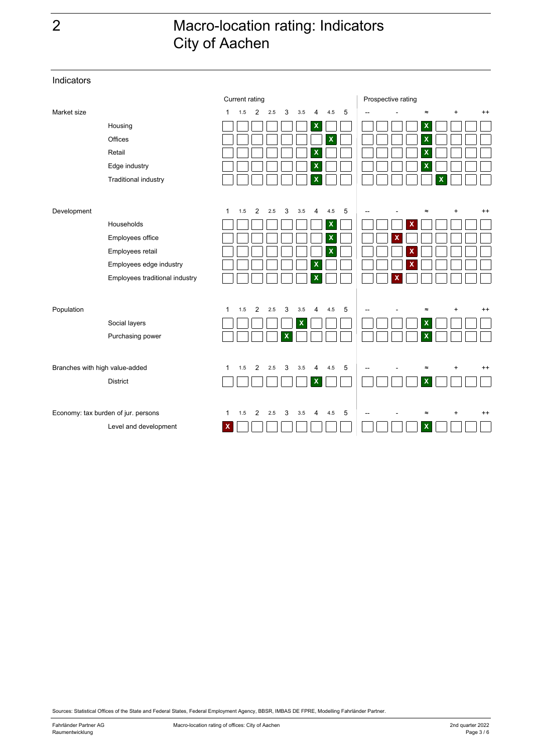# Macro-location rating: Indicators City of Aachen

## Indicators

| | | Current rating | | | | | | | | | Prospective rating | | | | | | | | |
|---|---|---|---|---|---|---|---|---|---|---|---|---|---|---|---|---|---|---|---|
| **Market size** | | 1 | 1.5 | 2 | 2.5 | 3 | 3.5 | 4 | 4.5 | 5 | -- | | - | | ≈ | | + | | ++ |
| | Housing | | | | | | | X | | | | | | | X | | | | |
| | Offices | | | | | | | | X | | | | | | X | | | | |
| | Retail | | | | | | | X | | | | | | | X | | | | |
| | Edge industry | | | | | | | X | | | | | | | X | | | | |
| | Traditional industry | | | | | | | X | | | | | | | | X | | | |
| **Development** | | 1 | 1.5 | 2 | 2.5 | 3 | 3.5 | 4 | 4.5 | 5 | -- | | - | | ≈ | | + | | ++ |
| | Households | | | | | | | | X | | | | | X | | | | | |
| | Employees office | | | | | | | | X | | | | X | | | | | | |
| | Employees retail | | | | | | | | X | | | | | X | | | | | |
| | Employees edge industry | | | | | | | X | | | | | | X | | | | | |
| | Employees traditional industry | | | | | | | X | | | | | X | | | | | | |
| **Population** | | 1 | 1.5 | 2 | 2.5 | 3 | 3.5 | 4 | 4.5 | 5 | -- | | - | | ≈ | | + | | ++ |
| | Social layers | | | | | | X | | | | | | | | X | | | | |
| | Purchasing power | | | | | X | | | | | | | | | X | | | | |
| **Branches with high value-added** | | 1 | 1.5 | 2 | 2.5 | 3 | 3.5 | 4 | 4.5 | 5 | -- | | - | | ≈ | | + | | ++ |
| | District | | | | | | | X | | | | | | | X | | | | |
| **Economy: tax burden of jur. persons** | | 1 | 1.5 | 2 | 2.5 | 3 | 3.5 | 4 | 4.5 | 5 | -- | | - | | ≈ | | + | | ++ |
| | Level and development | X | | | | | | | | | | | | | X | | | | |

Sources: Statistical Offices of the State and Federal States, Federal Employment Agency, BBSR, IMBAS DE FPRE, Modelling Fahrländer Partner.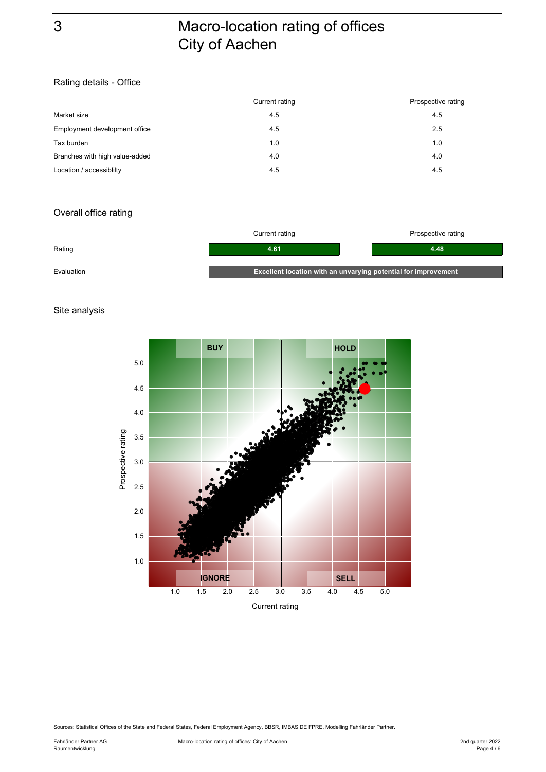# 3 Macro-location rating of offices City of Aachen

## Rating details - Office

| | Current rating | Prospective rating |
|---|---|---|
| Market size | 4.5 | 4.5 |
| Employment development office | 4.5 | 2.5 |
| Tax burden | 1.0 | 1.0 |
| Branches with high value-added | 4.0 | 4.0 |
| Location / accessiblilty | 4.5 | 4.5 |

## Overall office rating

| | Current rating | Prospective rating |
|---|---|---|
| Rating | 4.61 | 4.48 |
| Evaluation | Excellent location with an unvarying potential for improvement | |

## Site analysis

Sources: Statistical Offices of the State and Federal States, Federal Employment Agency, BBSR, IMBAS DE FPRE, Modelling Fahrländer Partner.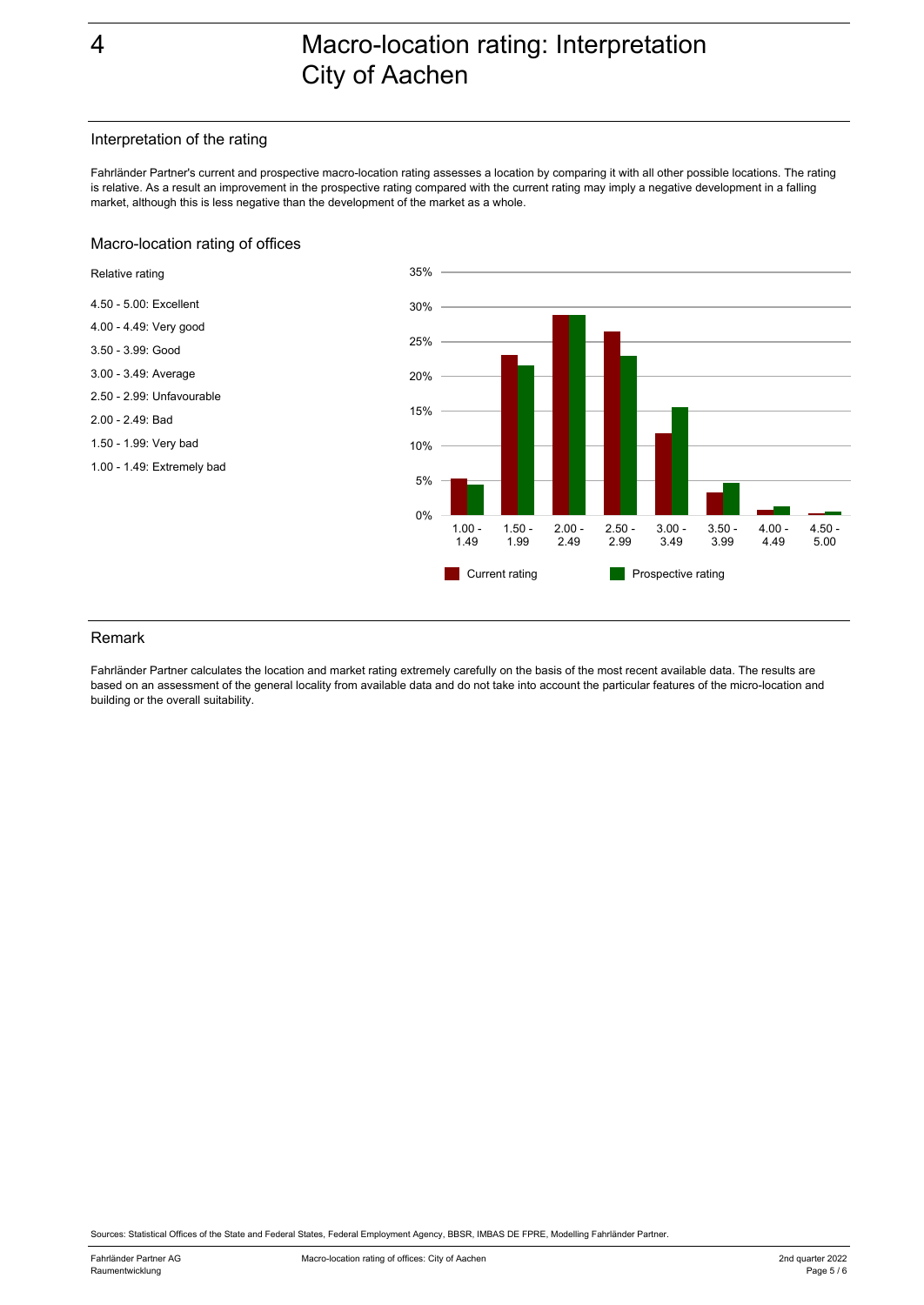# 4 Macro-location rating: Interpretation City of Aachen

## Interpretation of the rating

Fahrländer Partner's current and prospective macro-location rating assesses a location by comparing it with all other possible locations. The rating is relative. As a result an improvement in the prospective rating compared with the current rating may imply a negative development in a falling market, although this is less negative than the development of the market as a whole.

## Macro-location rating of offices

Relative rating

- 4.50 - 5.00: Excellent
- 4.00 - 4.49: Very good
- 3.50 - 3.99: Good
- 3.00 - 3.49: Average
- 2.50 - 2.99: Unfavourable
- 2.00 - 2.49: Bad
- 1.50 - 1.99: Very bad
- 1.00 - 1.49: Extremely bad

Bar chart with y-axis 0% to 35%; categories 1.00 - 1.49, 1.50 - 1.99, 2.00 - 2.49, 2.50 - 2.99, 3.00 - 3.49, 3.50 - 3.99, 4.00 - 4.49, 4.50 - 5.00; series: Current rating, Prospective rating.

## Remark

Fahrländer Partner calculates the location and market rating extremely carefully on the basis of the most recent available data. The results are based on an assessment of the general locality from available data and do not take into account the particular features of the micro-location and building or the overall suitability.

Sources: Statistical Offices of the State and Federal States, Federal Employment Agency, BBSR, IMBAS DE FPRE, Modelling Fahrländer Partner.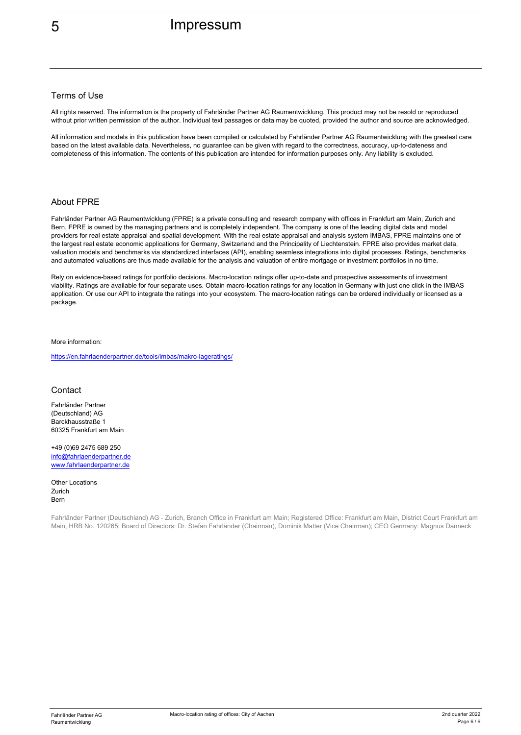# 5 Impressum

## Terms of Use

All rights reserved. The information is the property of Fahrländer Partner AG Raumentwicklung. This product may not be resold or reproduced without prior written permission of the author. Individual text passages or data may be quoted, provided the author and source are acknowledged.

All information and models in this publication have been compiled or calculated by Fahrländer Partner AG Raumentwicklung with the greatest care based on the latest available data. Nevertheless, no guarantee can be given with regard to the correctness, accuracy, up-to-dateness and completeness of this information. The contents of this publication are intended for information purposes only. Any liability is excluded.

## About FPRE

Fahrländer Partner AG Raumentwicklung (FPRE) is a private consulting and research company with offices in Frankfurt am Main, Zurich and Bern. FPRE is owned by the managing partners and is completely independent. The company is one of the leading digital data and model providers for real estate appraisal and spatial development. With the real estate appraisal and analysis system IMBAS, FPRE maintains one of the largest real estate economic applications for Germany, Switzerland and the Principality of Liechtenstein. FPRE also provides market data, valuation models and benchmarks via standardized interfaces (API), enabling seamless integrations into digital processes. Ratings, benchmarks and automated valuations are thus made available for the analysis and valuation of entire mortgage or investment portfolios in no time.

Rely on evidence-based ratings for portfolio decisions. Macro-location ratings offer up-to-date and prospective assessments of investment viability. Ratings are available for four separate uses. Obtain macro-location ratings for any location in Germany with just one click in the IMBAS application. Or use our API to integrate the ratings into your ecosystem. The macro-location ratings can be ordered individually or licensed as a package.

More information:

https://en.fahrlaenderpartner.de/tools/imbas/makro-lageratings/

## Contact

Fahrländer Partner
(Deutschland) AG
Barckhausstraße 1
60325 Frankfurt am Main

+49 (0)69 2475 689 250
info@fahrlaenderpartner.de
www.fahrlaenderpartner.de

Other Locations
Zurich
Bern

Fahrländer Partner (Deutschland) AG - Zurich, Branch Office in Frankfurt am Main; Registered Office: Frankfurt am Main, District Court Frankfurt am Main, HRB No. 120265; Board of Directors: Dr. Stefan Fahrländer (Chairman), Dominik Matter (Vice Chairman); CEO Germany: Magnus Danneck